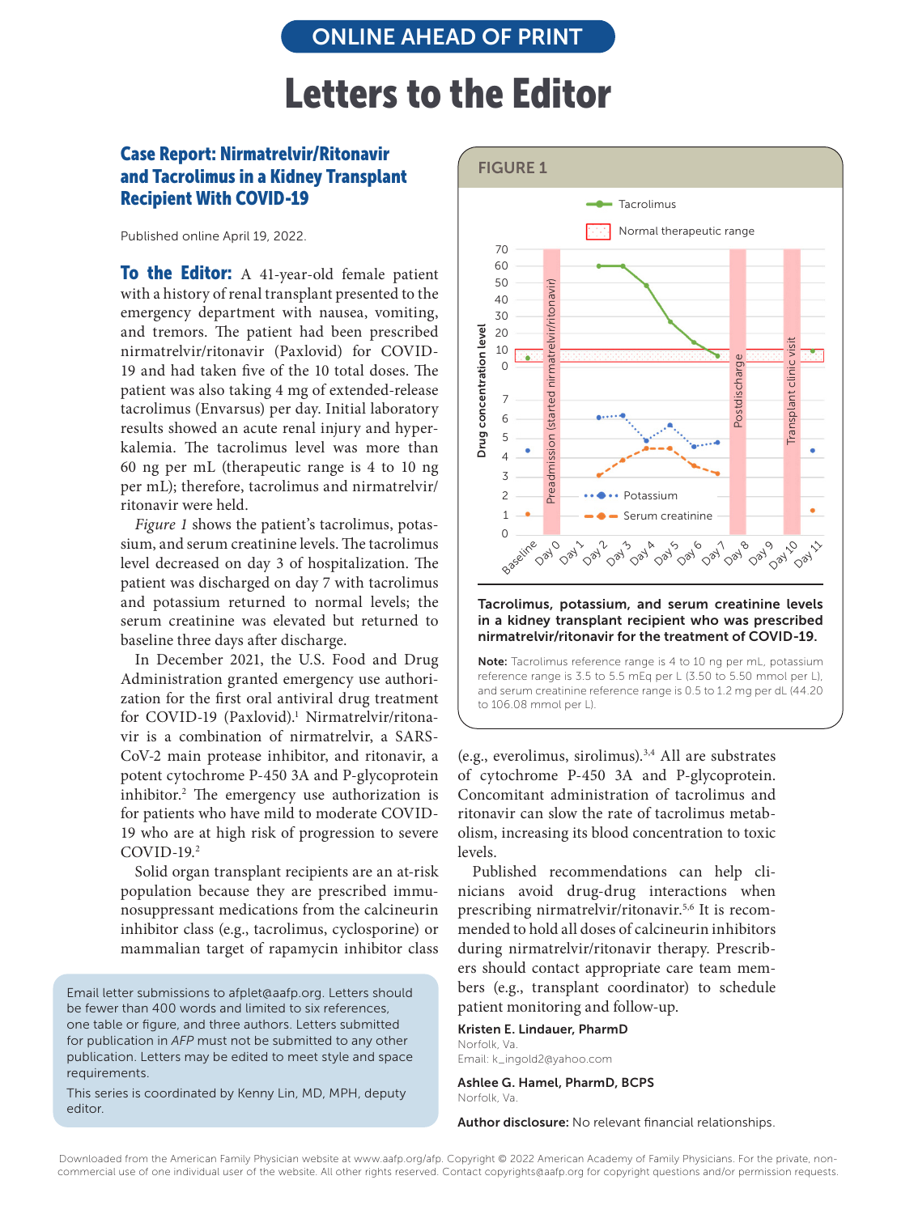ONLINE AHEAD OF PRINT

# Letters to the Editor

## Case Report: Nirmatrelvir/Ritonavir and Tacrolimus in a Kidney Transplant Recipient With COVID-19

Published online April 19, 2022.

**To the Editor:** A 41-year-old female patient with a history of renal transplant presented to the emergency department with nausea, vomiting, and tremors. The patient had been prescribed nirmatrelvir/ritonavir (Paxlovid) for COVID-19 and had taken five of the 10 total doses. The patient was also taking 4 mg of extended-release tacrolimus (Envarsus) per day. Initial laboratory results showed an acute renal injury and hyperkalemia. The tacrolimus level was more than 60 ng per mL (therapeutic range is 4 to 10 ng per mL); therefore, tacrolimus and nirmatrelvir/ritonavir were held.

*Figure 1* shows the patient's tacrolimus, potassium, and serum creatinine levels. The tacrolimus level decreased on day 3 of hospitalization. The patient was discharged on day 7 with tacrolimus and potassium returned to normal levels; the serum creatinine was elevated but returned to baseline three days after discharge.

In December 2021, the U.S. Food and Drug Administration granted emergency use authorization for the first oral antiviral drug treatment for COVID-19 (Paxlovid).[1] Nirmatrelvir/ritonavir is a combination of nirmatrelvir, a SARS-CoV-2 main protease inhibitor, and ritonavir, a potent cytochrome P-450 3A and P-glycoprotein inhibitor.[2] The emergency use authorization is for patients who have mild to moderate COVID-19 who are at high risk of progression to severe COVID-19.[2]

Solid organ transplant recipients are an at-risk population because they are prescribed immunosuppressant medications from the calcineurin inhibitor class (e.g., tacrolimus, cyclosporine) or mammalian target of rapamycin inhibitor class (e.g., everolimus, sirolimus).[3,4] All are substrates of cytochrome P-450 3A and P-glycoprotein. Concomitant administration of tacrolimus and ritonavir can slow the rate of tacrolimus metabolism, increasing its blood concentration to toxic levels.

Published recommendations can help clinicians avoid drug-drug interactions when prescribing nirmatrelvir/ritonavir.[5,6] It is recommended to hold all doses of calcineurin inhibitors during nirmatrelvir/ritonavir therapy. Prescribers should contact appropriate care team members (e.g., transplant coordinator) to schedule patient monitoring and follow-up.

**Kristen E. Lindauer, PharmD**
Norfolk, Va.
Email: k_ingold2@yahoo.com

**Ashlee G. Hamel, PharmD, BCPS**
Norfolk, Va.

**Author disclosure:** No relevant financial relationships.

### FIGURE 1

**Tacrolimus, potassium, and serum creatinine levels in a kidney transplant recipient who was prescribed nirmatrelvir/ritonavir for the treatment of COVID-19.**

**Note:** Tacrolimus reference range is 4 to 10 ng per mL, potassium reference range is 3.5 to 5.5 mEq per L (3.50 to 5.50 mmol per L), and serum creatinine reference range is 0.5 to 1.2 mg per dL (44.20 to 106.08 mmol per L).

---

Email letter submissions to afplet@aafp.org. Letters should be fewer than 400 words and limited to six references, one table or figure, and three authors. Letters submitted for publication in *AFP* must not be submitted to any other publication. Letters may be edited to meet style and space requirements.

This series is coordinated by Kenny Lin, MD, MPH, deputy editor.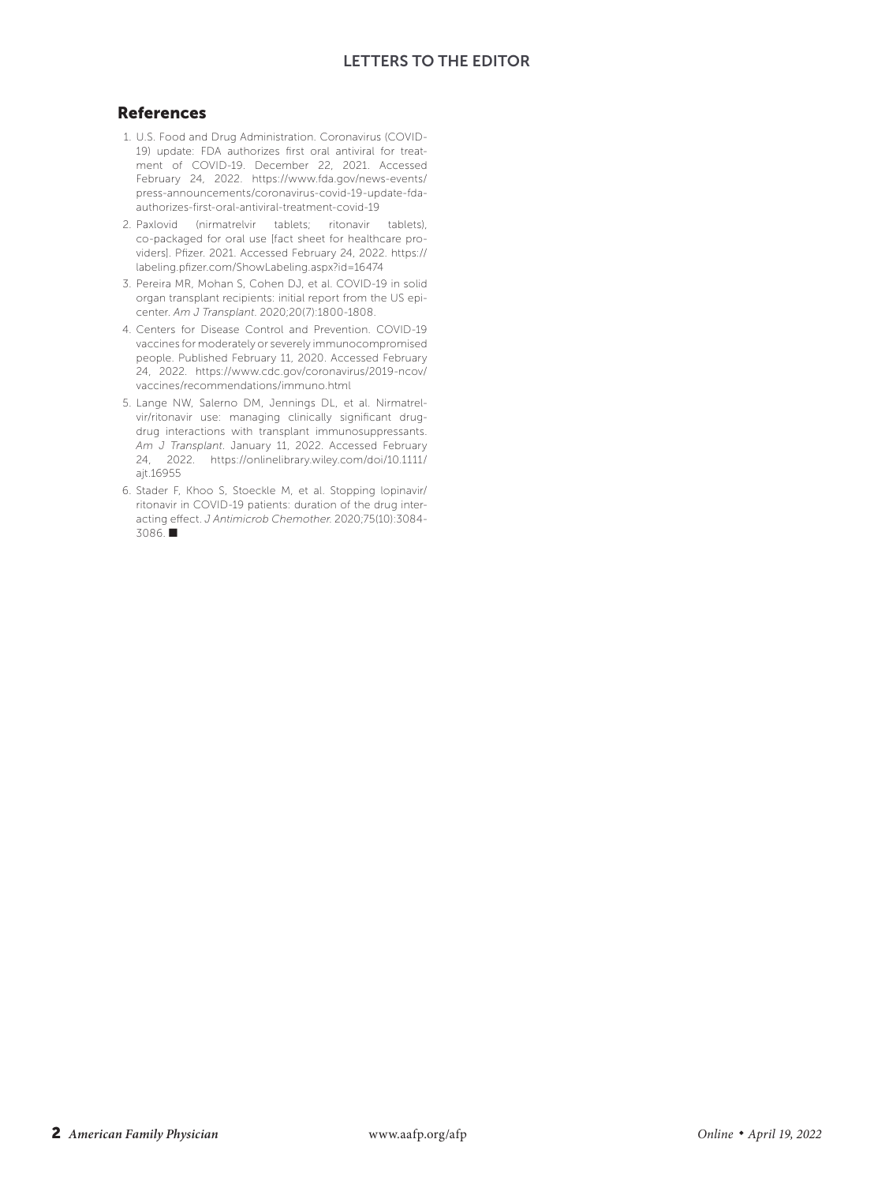## References

1. U.S. Food and Drug Administration. Coronavirus (COVID-19) update: FDA authorizes first oral antiviral for treatment of COVID-19. December 22, 2021. Accessed February 24, 2022. https://www.fda.gov/news-events/press-announcements/coronavirus-covid-19-update-fda-authorizes-first-oral-antiviral-treatment-covid-19
2. Paxlovid (nirmatrelvir tablets; ritonavir tablets), co-packaged for oral use [fact sheet for healthcare providers]. Pfizer. 2021. Accessed February 24, 2022. https://labeling.pfizer.com/ShowLabeling.aspx?id=16474
3. Pereira MR, Mohan S, Cohen DJ, et al. COVID-19 in solid organ transplant recipients: initial report from the US epicenter. *Am J Transplant*. 2020;20(7):1800-1808.
4. Centers for Disease Control and Prevention. COVID-19 vaccines for moderately or severely immunocompromised people. Published February 11, 2020. Accessed February 24, 2022. https://www.cdc.gov/coronavirus/2019-ncov/vaccines/recommendations/immuno.html
5. Lange NW, Salerno DM, Jennings DL, et al. Nirmatrelvir/ritonavir use: managing clinically significant drug-drug interactions with transplant immunosuppressants. *Am J Transplant*. January 11, 2022. Accessed February 24, 2022. https://onlinelibrary.wiley.com/doi/10.1111/ajt.16955
6. Stader F, Khoo S, Stoeckle M, et al. Stopping lopinavir/ritonavir in COVID-19 patients: duration of the drug interacting effect. *J Antimicrob Chemother*. 2020;75(10):3084-3086. ■